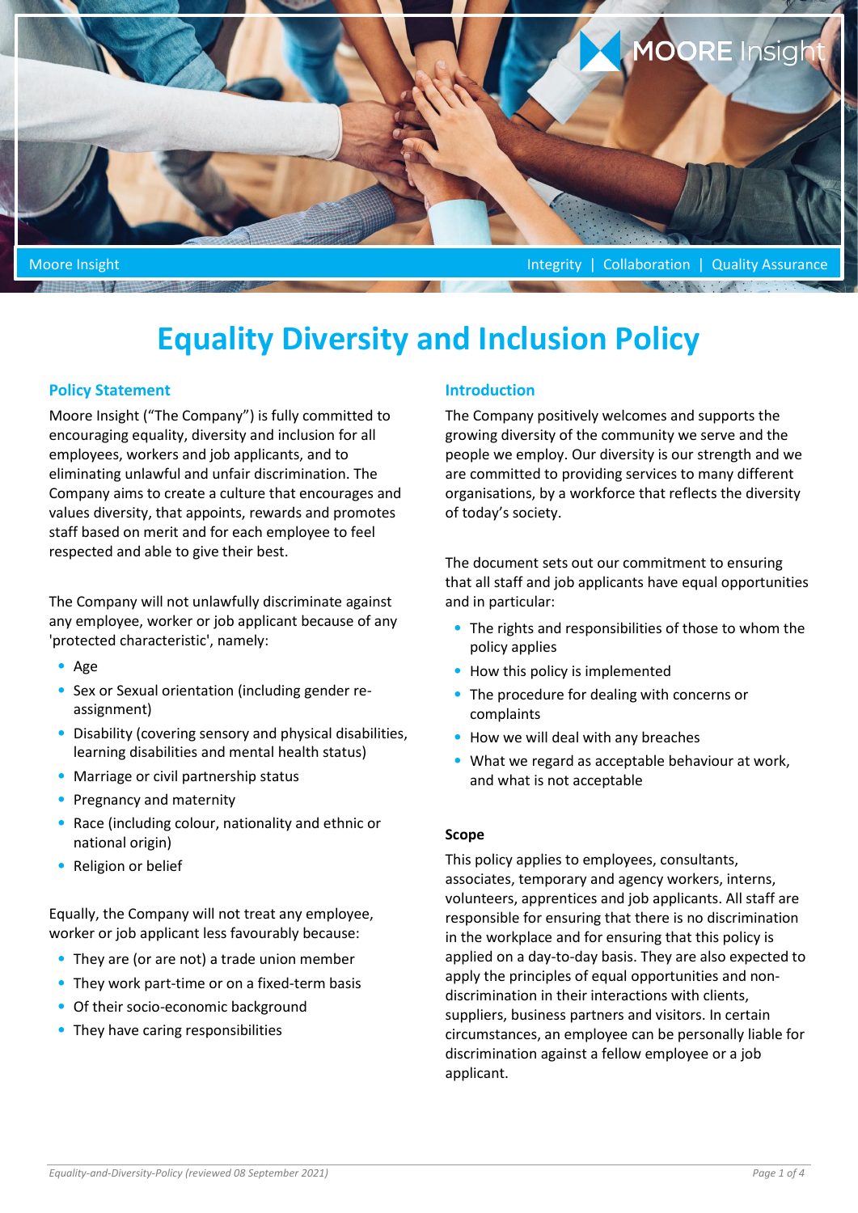Moore Insight Integrity | Collaboration | Quality Assurance

# Equality Diversity and Inclusion Policy

## Policy Statement

Moore Insight ("The Company") is fully committed to encouraging equality, diversity and inclusion for all employees, workers and job applicants, and to eliminating unlawful and unfair discrimination. The Company aims to create a culture that encourages and values diversity, that appoints, rewards and promotes staff based on merit and for each employee to feel respected and able to give their best.

The Company will not unlawfully discriminate against any employee, worker or job applicant because of any 'protected characteristic', namely:

- Age
- Sex or Sexual orientation (including gender re-assignment)
- Disability (covering sensory and physical disabilities, learning disabilities and mental health status)
- Marriage or civil partnership status
- Pregnancy and maternity
- Race (including colour, nationality and ethnic or national origin)
- Religion or belief

Equally, the Company will not treat any employee, worker or job applicant less favourably because:

- They are (or are not) a trade union member
- They work part-time or on a fixed-term basis
- Of their socio-economic background
- They have caring responsibilities

## Introduction

The Company positively welcomes and supports the growing diversity of the community we serve and the people we employ. Our diversity is our strength and we are committed to providing services to many different organisations, by a workforce that reflects the diversity of today's society.

The document sets out our commitment to ensuring that all staff and job applicants have equal opportunities and in particular:

- The rights and responsibilities of those to whom the policy applies
- How this policy is implemented
- The procedure for dealing with concerns or complaints
- How we will deal with any breaches
- What we regard as acceptable behaviour at work, and what is not acceptable

### Scope

This policy applies to employees, consultants, associates, temporary and agency workers, interns, volunteers, apprentices and job applicants. All staff are responsible for ensuring that there is no discrimination in the workplace and for ensuring that this policy is applied on a day-to-day basis. They are also expected to apply the principles of equal opportunities and non-discrimination in their interactions with clients, suppliers, business partners and visitors. In certain circumstances, an employee can be personally liable for discrimination against a fellow employee or a job applicant.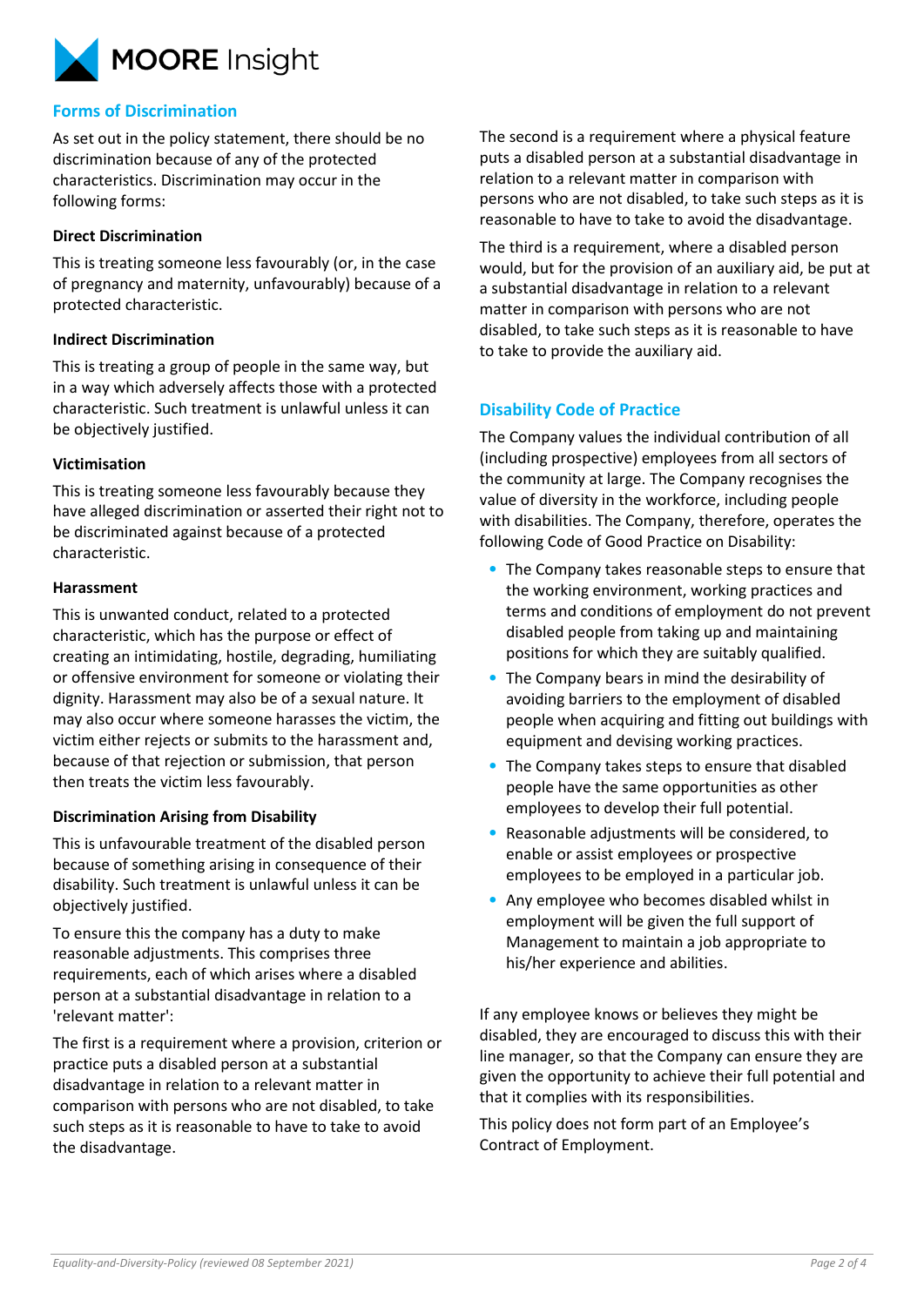## Forms of Discrimination

As set out in the policy statement, there should be no discrimination because of any of the protected characteristics. Discrimination may occur in the following forms:

### Direct Discrimination

This is treating someone less favourably (or, in the case of pregnancy and maternity, unfavourably) because of a protected characteristic.

### Indirect Discrimination

This is treating a group of people in the same way, but in a way which adversely affects those with a protected characteristic. Such treatment is unlawful unless it can be objectively justified.

### Victimisation

This is treating someone less favourably because they have alleged discrimination or asserted their right not to be discriminated against because of a protected characteristic.

### Harassment

This is unwanted conduct, related to a protected characteristic, which has the purpose or effect of creating an intimidating, hostile, degrading, humiliating or offensive environment for someone or violating their dignity. Harassment may also be of a sexual nature. It may also occur where someone harasses the victim, the victim either rejects or submits to the harassment and, because of that rejection or submission, that person then treats the victim less favourably.

### Discrimination Arising from Disability

This is unfavourable treatment of the disabled person because of something arising in consequence of their disability. Such treatment is unlawful unless it can be objectively justified.

To ensure this the company has a duty to make reasonable adjustments. This comprises three requirements, each of which arises where a disabled person at a substantial disadvantage in relation to a 'relevant matter':

The first is a requirement where a provision, criterion or practice puts a disabled person at a substantial disadvantage in relation to a relevant matter in comparison with persons who are not disabled, to take such steps as it is reasonable to have to take to avoid the disadvantage.

The second is a requirement where a physical feature puts a disabled person at a substantial disadvantage in relation to a relevant matter in comparison with persons who are not disabled, to take such steps as it is reasonable to have to take to avoid the disadvantage.

The third is a requirement, where a disabled person would, but for the provision of an auxiliary aid, be put at a substantial disadvantage in relation to a relevant matter in comparison with persons who are not disabled, to take such steps as it is reasonable to have to take to provide the auxiliary aid.

## Disability Code of Practice

The Company values the individual contribution of all (including prospective) employees from all sectors of the community at large. The Company recognises the value of diversity in the workforce, including people with disabilities. The Company, therefore, operates the following Code of Good Practice on Disability:

- The Company takes reasonable steps to ensure that the working environment, working practices and terms and conditions of employment do not prevent disabled people from taking up and maintaining positions for which they are suitably qualified.
- The Company bears in mind the desirability of avoiding barriers to the employment of disabled people when acquiring and fitting out buildings with equipment and devising working practices.
- The Company takes steps to ensure that disabled people have the same opportunities as other employees to develop their full potential.
- Reasonable adjustments will be considered, to enable or assist employees or prospective employees to be employed in a particular job.
- Any employee who becomes disabled whilst in employment will be given the full support of Management to maintain a job appropriate to his/her experience and abilities.

If any employee knows or believes they might be disabled, they are encouraged to discuss this with their line manager, so that the Company can ensure they are given the opportunity to achieve their full potential and that it complies with its responsibilities.

This policy does not form part of an Employee's Contract of Employment.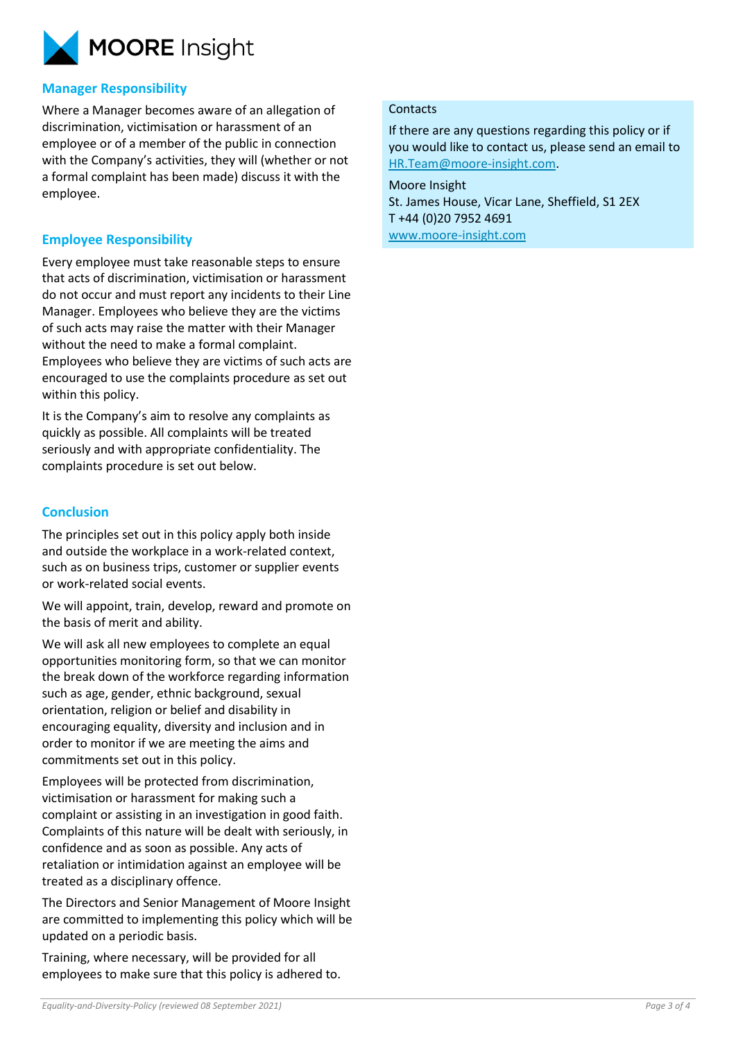## Manager Responsibility

Where a Manager becomes aware of an allegation of discrimination, victimisation or harassment of an employee or of a member of the public in connection with the Company's activities, they will (whether or not a formal complaint has been made) discuss it with the employee.

## Employee Responsibility

Every employee must take reasonable steps to ensure that acts of discrimination, victimisation or harassment do not occur and must report any incidents to their Line Manager. Employees who believe they are the victims of such acts may raise the matter with their Manager without the need to make a formal complaint. Employees who believe they are victims of such acts are encouraged to use the complaints procedure as set out within this policy.

It is the Company's aim to resolve any complaints as quickly as possible. All complaints will be treated seriously and with appropriate confidentiality. The complaints procedure is set out below.

## Conclusion

The principles set out in this policy apply both inside and outside the workplace in a work-related context, such as on business trips, customer or supplier events or work-related social events.

We will appoint, train, develop, reward and promote on the basis of merit and ability.

We will ask all new employees to complete an equal opportunities monitoring form, so that we can monitor the break down of the workforce regarding information such as age, gender, ethnic background, sexual orientation, religion or belief and disability in encouraging equality, diversity and inclusion and in order to monitor if we are meeting the aims and commitments set out in this policy.

Employees will be protected from discrimination, victimisation or harassment for making such a complaint or assisting in an investigation in good faith. Complaints of this nature will be dealt with seriously, in confidence and as soon as possible. Any acts of retaliation or intimidation against an employee will be treated as a disciplinary offence.

The Directors and Senior Management of Moore Insight are committed to implementing this policy which will be updated on a periodic basis.

Training, where necessary, will be provided for all employees to make sure that this policy is adhered to.

Contacts

If there are any questions regarding this policy or if you would like to contact us, please send an email to [HR.Team@moore-insight.com](mailto:HR.Team@moore-insight.com).

Moore Insight
St. James House, Vicar Lane, Sheffield, S1 2EX
T +44 (0)20 7952 4691
[www.moore-insight.com](http://www.moore-insight.com)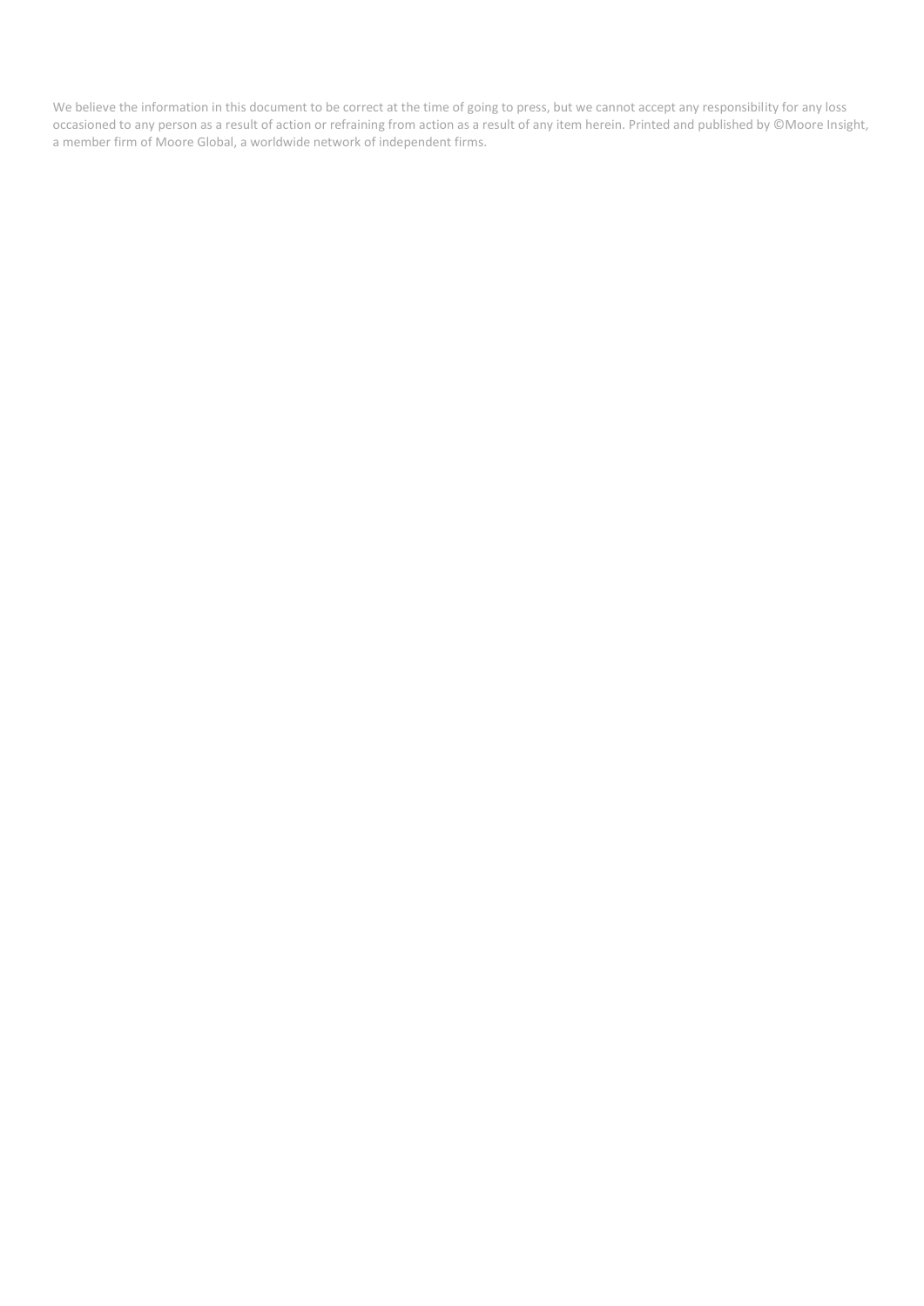We believe the information in this document to be correct at the time of going to press, but we cannot accept any responsibility for any loss occasioned to any person as a result of action or refraining from action as a result of any item herein. Printed and published by ©Moore Insight, a member firm of Moore Global, a worldwide network of independent firms.